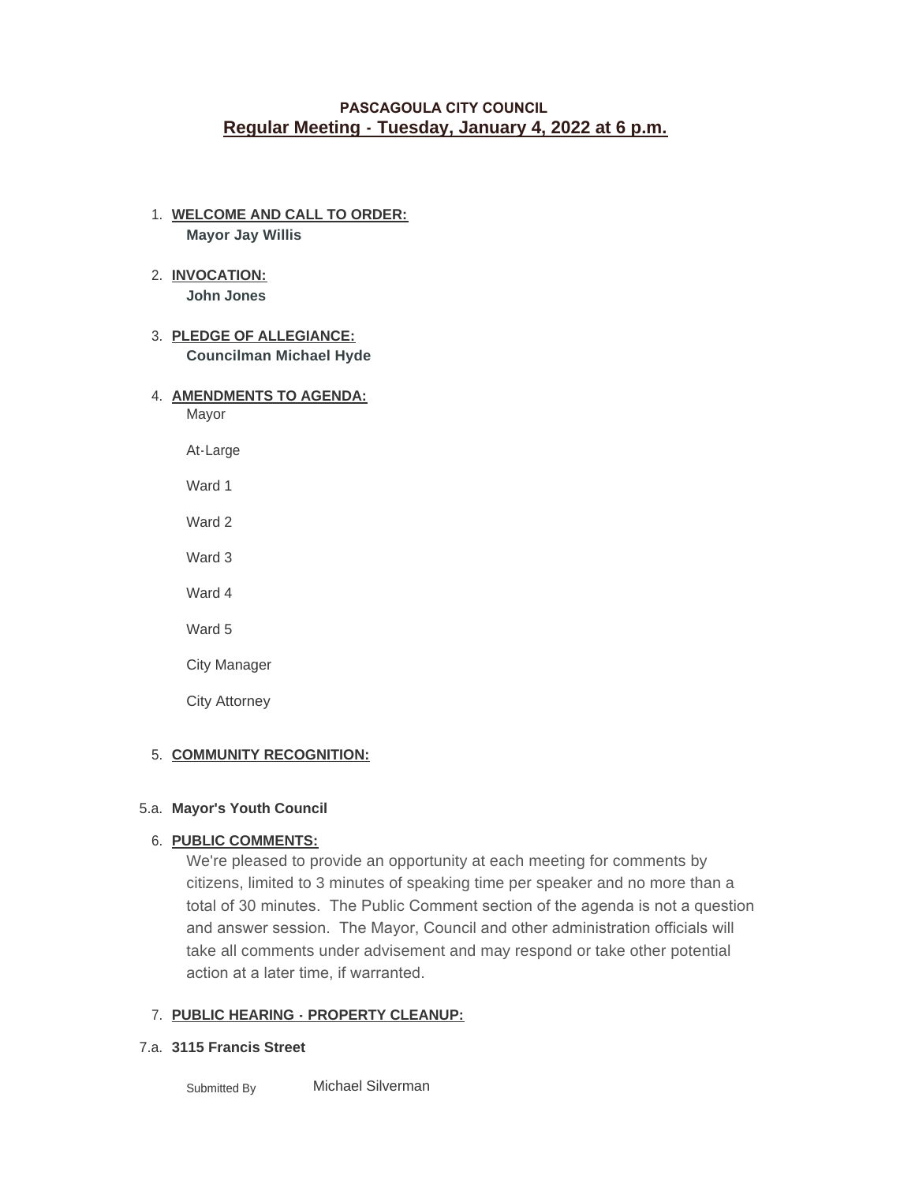**PASCAGOULA CITY COUNCIL**

# Regular Meeting - Tuesday, January 4, 2022 at 6 p.m.

1. **WELCOME AND CALL TO ORDER:**
   **Mayor Jay Willis**

2. **INVOCATION:**
   **John Jones**

3. **PLEDGE OF ALLEGIANCE:**
   **Councilman Michael Hyde**

4. **AMENDMENTS TO AGENDA:**
   Mayor

   At-Large

   Ward 1

   Ward 2

   Ward 3

   Ward 4

   Ward 5

   City Manager

   City Attorney

5. **COMMUNITY RECOGNITION:**

5.a. **Mayor's Youth Council**

6. **PUBLIC COMMENTS:**
   We're pleased to provide an opportunity at each meeting for comments by citizens, limited to 3 minutes of speaking time per speaker and no more than a total of 30 minutes. The Public Comment section of the agenda is not a question and answer session. The Mayor, Council and other administration officials will take all comments under advisement and may respond or take other potential action at a later time, if warranted.

7. **PUBLIC HEARING - PROPERTY CLEANUP:**

7.a. **3115 Francis Street**

Submitted By Michael Silverman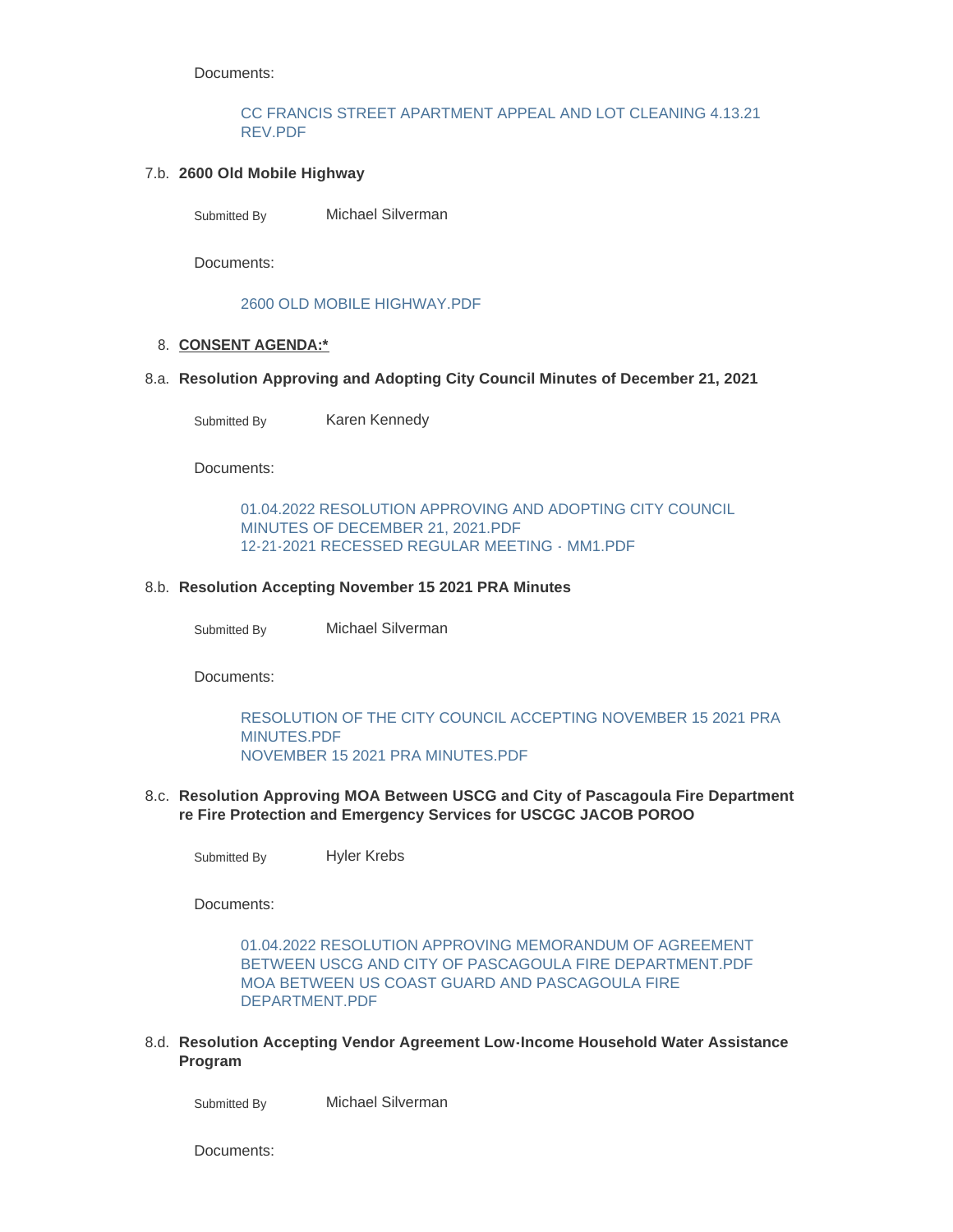Documents:

CC FRANCIS STREET APARTMENT APPEAL AND LOT CLEANING 4.13.21 REV.PDF

7.b. **2600 Old Mobile Highway**

Submitted By Michael Silverman

Documents:

2600 OLD MOBILE HIGHWAY.PDF

8. **CONSENT AGENDA:***

8.a. **Resolution Approving and Adopting City Council Minutes of December 21, 2021**

Submitted By Karen Kennedy

Documents:

01.04.2022 RESOLUTION APPROVING AND ADOPTING CITY COUNCIL MINUTES OF DECEMBER 21, 2021.PDF
12-21-2021 RECESSED REGULAR MEETING - MM1.PDF

8.b. **Resolution Accepting November 15 2021 PRA Minutes**

Submitted By Michael Silverman

Documents:

RESOLUTION OF THE CITY COUNCIL ACCEPTING NOVEMBER 15 2021 PRA MINUTES.PDF
NOVEMBER 15 2021 PRA MINUTES.PDF

8.c. **Resolution Approving MOA Between USCG and City of Pascagoula Fire Department re Fire Protection and Emergency Services for USCGC JACOB POROO**

Submitted By Hyler Krebs

Documents:

01.04.2022 RESOLUTION APPROVING MEMORANDUM OF AGREEMENT BETWEEN USCG AND CITY OF PASCAGOULA FIRE DEPARTMENT.PDF
MOA BETWEEN US COAST GUARD AND PASCAGOULA FIRE DEPARTMENT.PDF

8.d. **Resolution Accepting Vendor Agreement Low-Income Household Water Assistance Program**

Submitted By Michael Silverman

Documents: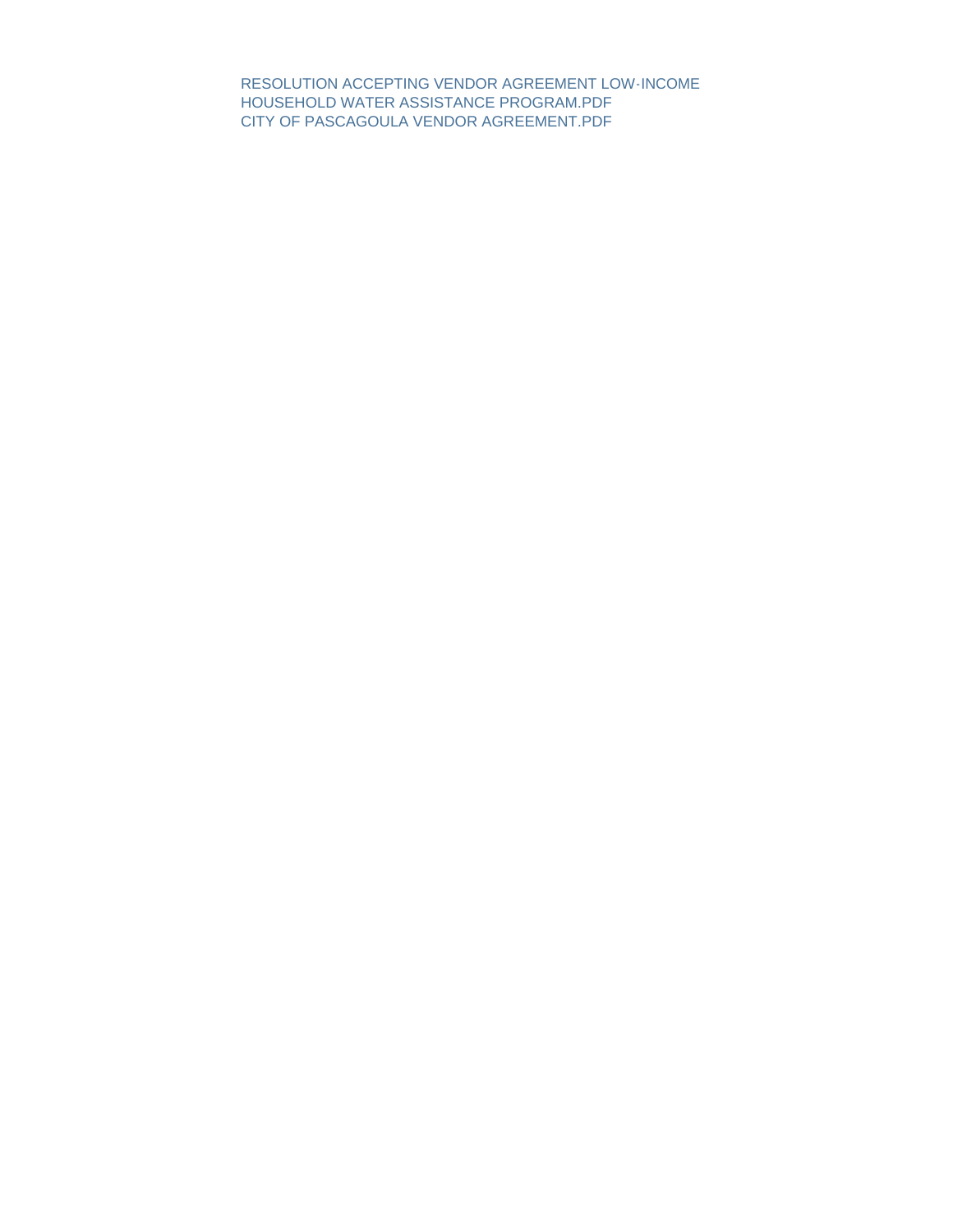RESOLUTION ACCEPTING VENDOR AGREEMENT LOW-INCOME HOUSEHOLD WATER ASSISTANCE PROGRAM.PDF

CITY OF PASCAGOULA VENDOR AGREEMENT.PDF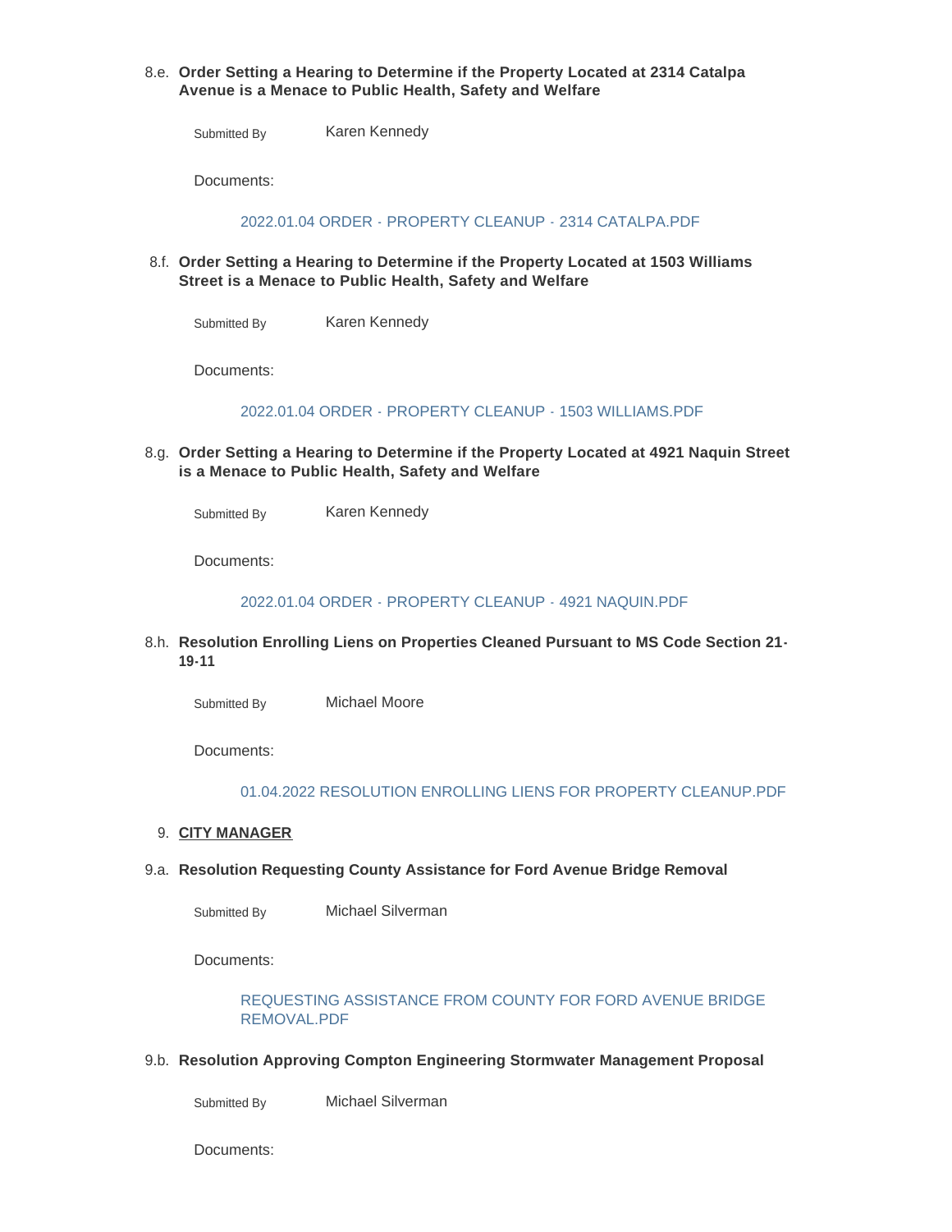8.e. **Order Setting a Hearing to Determine if the Property Located at 2314 Catalpa Avenue is a Menace to Public Health, Safety and Welfare**

Submitted By Karen Kennedy

Documents:

2022.01.04 ORDER - PROPERTY CLEANUP - 2314 CATALPA.PDF

8.f. **Order Setting a Hearing to Determine if the Property Located at 1503 Williams Street is a Menace to Public Health, Safety and Welfare**

Submitted By Karen Kennedy

Documents:

2022.01.04 ORDER - PROPERTY CLEANUP - 1503 WILLIAMS.PDF

8.g. **Order Setting a Hearing to Determine if the Property Located at 4921 Naquin Street is a Menace to Public Health, Safety and Welfare**

Submitted By Karen Kennedy

Documents:

2022.01.04 ORDER - PROPERTY CLEANUP - 4921 NAQUIN.PDF

8.h. **Resolution Enrolling Liens on Properties Cleaned Pursuant to MS Code Section 21-19-11**

Submitted By Michael Moore

Documents:

01.04.2022 RESOLUTION ENROLLING LIENS FOR PROPERTY CLEANUP.PDF

9. **CITY MANAGER**

9.a. **Resolution Requesting County Assistance for Ford Avenue Bridge Removal**

Submitted By Michael Silverman

Documents:

REQUESTING ASSISTANCE FROM COUNTY FOR FORD AVENUE BRIDGE REMOVAL.PDF

9.b. **Resolution Approving Compton Engineering Stormwater Management Proposal**

Submitted By Michael Silverman

Documents: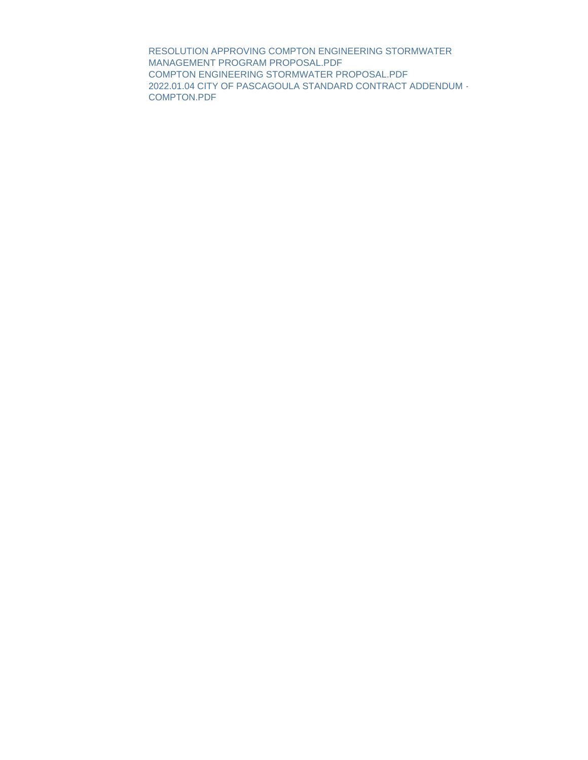RESOLUTION APPROVING COMPTON ENGINEERING STORMWATER MANAGEMENT PROGRAM PROPOSAL.PDF
COMPTON ENGINEERING STORMWATER PROPOSAL.PDF
2022.01.04 CITY OF PASCAGOULA STANDARD CONTRACT ADDENDUM - COMPTON.PDF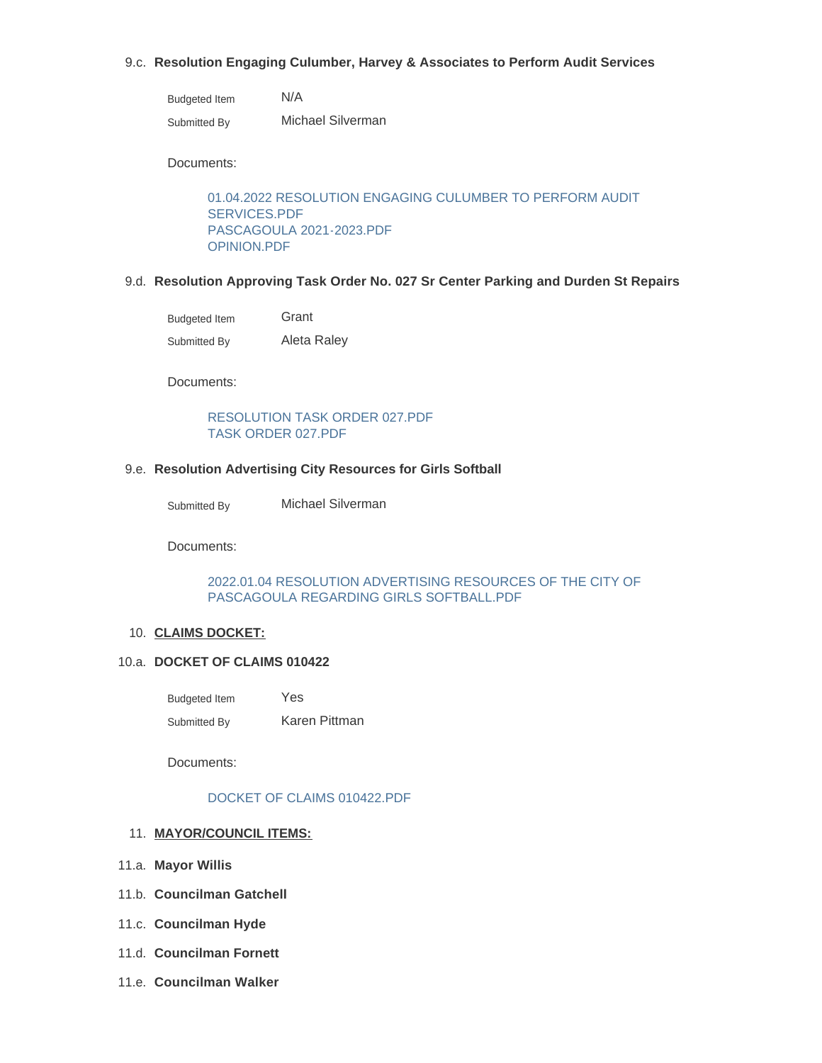### 9.c. Resolution Engaging Culumber, Harvey & Associates to Perform Audit Services

Budgeted Item: N/A

Submitted By: Michael Silverman

Documents:

- 01.04.2022 RESOLUTION ENGAGING CULUMBER TO PERFORM AUDIT SERVICES.PDF
- PASCAGOULA 2021-2023.PDF
- OPINION.PDF

### 9.d. Resolution Approving Task Order No. 027 Sr Center Parking and Durden St Repairs

Budgeted Item: Grant

Submitted By: Aleta Raley

Documents:

- RESOLUTION TASK ORDER 027.PDF
- TASK ORDER 027.PDF

### 9.e. Resolution Advertising City Resources for Girls Softball

Submitted By: Michael Silverman

Documents:

- 2022.01.04 RESOLUTION ADVERTISING RESOURCES OF THE CITY OF PASCAGOULA REGARDING GIRLS SOFTBALL.PDF

## 10. CLAIMS DOCKET:

### 10.a. DOCKET OF CLAIMS 010422

Budgeted Item: Yes

Submitted By: Karen Pittman

Documents:

- DOCKET OF CLAIMS 010422.PDF

## 11. MAYOR/COUNCIL ITEMS:

### 11.a. Mayor Willis

### 11.b. Councilman Gatchell

### 11.c. Councilman Hyde

### 11.d. Councilman Fornett

### 11.e. Councilman Walker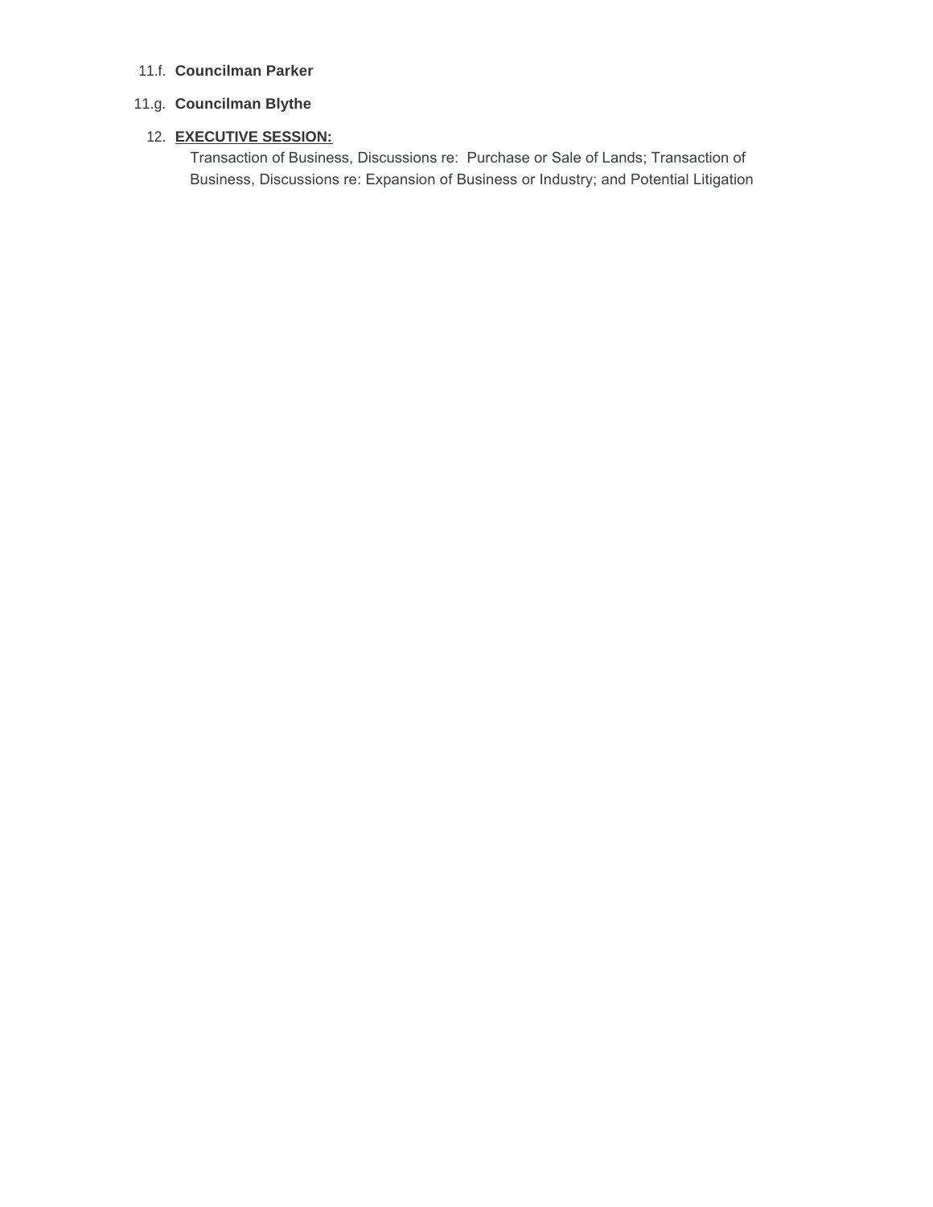11.f. **Councilman Parker**

11.g. **Councilman Blythe**

12. **EXECUTIVE SESSION:**

    Transaction of Business, Discussions re: Purchase or Sale of Lands; Transaction of Business, Discussions re: Expansion of Business or Industry; and Potential Litigation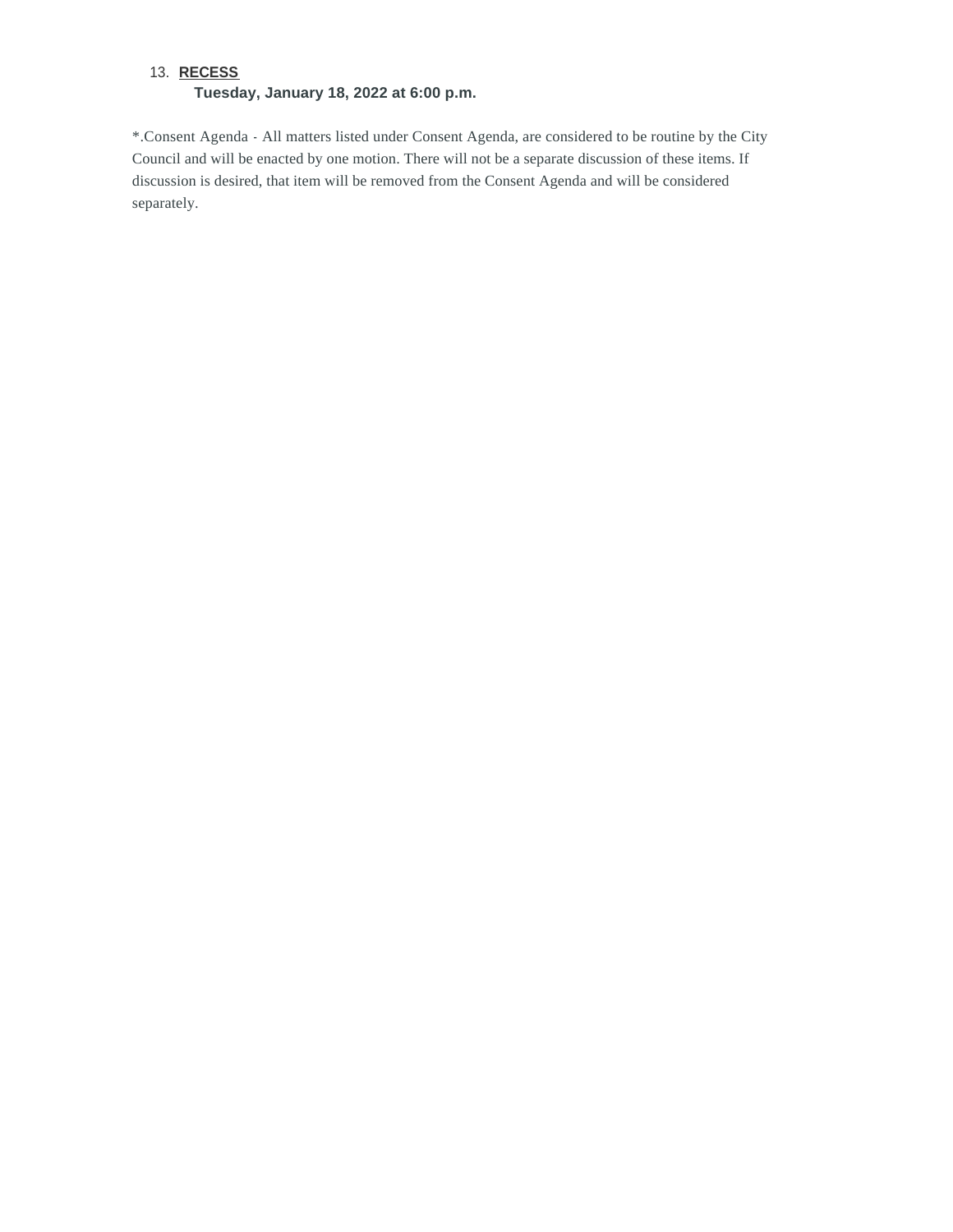13. **RECESS**

**Tuesday, January 18, 2022 at 6:00 p.m.**

*.Consent Agenda - All matters listed under Consent Agenda, are considered to be routine by the City Council and will be enacted by one motion. There will not be a separate discussion of these items. If discussion is desired, that item will be removed from the Consent Agenda and will be considered separately.